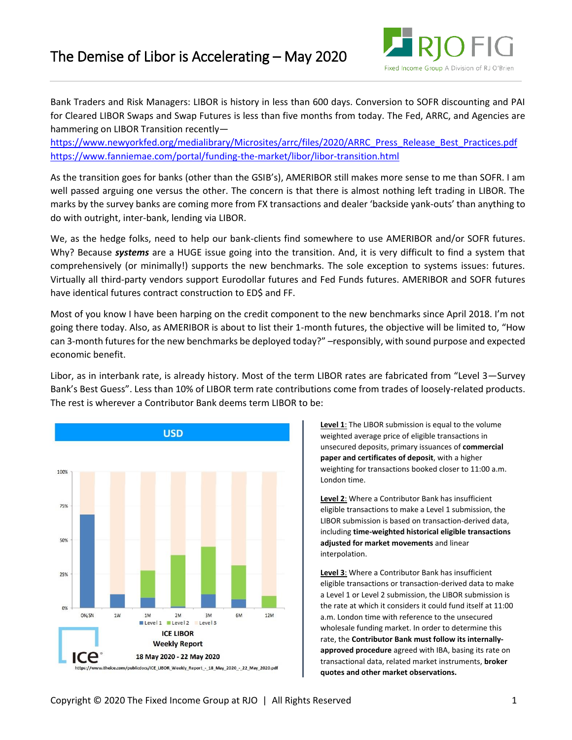# The Demise of Libor is Accelerating – May 2020

Bank Traders and Risk Managers: LIBOR is history in less than 600 days. Conversion to SOFR discounting and PAI for Cleared LIBOR Swaps and Swap Futures is less than five months from today. The Fed, ARRC, and Agencies are hammering on LIBOR Transition recently—
https://www.newyorkfed.org/medialibrary/Microsites/arrc/files/2020/ARRC_Press_Release_Best_Practices.pdf
https://www.fanniemae.com/portal/funding-the-market/libor/libor-transition.html

As the transition goes for banks (other than the GSIB's), AMERIBOR still makes more sense to me than SOFR. I am well passed arguing one versus the other. The concern is that there is almost nothing left trading in LIBOR. The marks by the survey banks are coming more from FX transactions and dealer 'backside yank-outs' than anything to do with outright, inter-bank, lending via LIBOR.

We, as the hedge folks, need to help our bank-clients find somewhere to use AMERIBOR and/or SOFR futures. Why? Because ***systems*** are a HUGE issue going into the transition. And, it is very difficult to find a system that comprehensively (or minimally!) supports the new benchmarks. The sole exception to systems issues: futures. Virtually all third-party vendors support Eurodollar futures and Fed Funds futures. AMERIBOR and SOFR futures have identical futures contract construction to ED$ and FF.

Most of you know I have been harping on the credit component to the new benchmarks since April 2018. I'm not going there today. Also, as AMERIBOR is about to list their 1-month futures, the objective will be limited to, "How can 3-month futures for the new benchmarks be deployed today?" –responsibly, with sound purpose and expected economic benefit.

Libor, as in interbank rate, is already history. Most of the term LIBOR rates are fabricated from "Level 3—Survey Bank's Best Guess". Less than 10% of LIBOR term rate contributions come from trades of loosely-related products. The rest is wherever a Contributor Bank deems term LIBOR to be:

USD

ICE LIBOR
Weekly Report
18 May 2020 - 22 May 2020
https://www.theice.com/publicdocs/ICE_LIBOR_Weekly_Report_-_18_May_2020_-_22_May_2020.pdf

**Level 1**: The LIBOR submission is equal to the volume weighted average price of eligible transactions in unsecured deposits, primary issuances of **commercial paper and certificates of deposit**, with a higher weighting for transactions booked closer to 11:00 a.m. London time.

**Level 2**: Where a Contributor Bank has insufficient eligible transactions to make a Level 1 submission, the LIBOR submission is based on transaction-derived data, including **time-weighted historical eligible transactions adjusted for market movements** and linear interpolation.

**Level 3**: Where a Contributor Bank has insufficient eligible transactions or transaction-derived data to make a Level 1 or Level 2 submission, the LIBOR submission is the rate at which it considers it could fund itself at 11:00 a.m. London time with reference to the unsecured wholesale funding market. In order to determine this rate, the **Contributor Bank must follow its internally-approved procedure** agreed with IBA, basing its rate on transactional data, related market instruments, **broker quotes and other market observations.**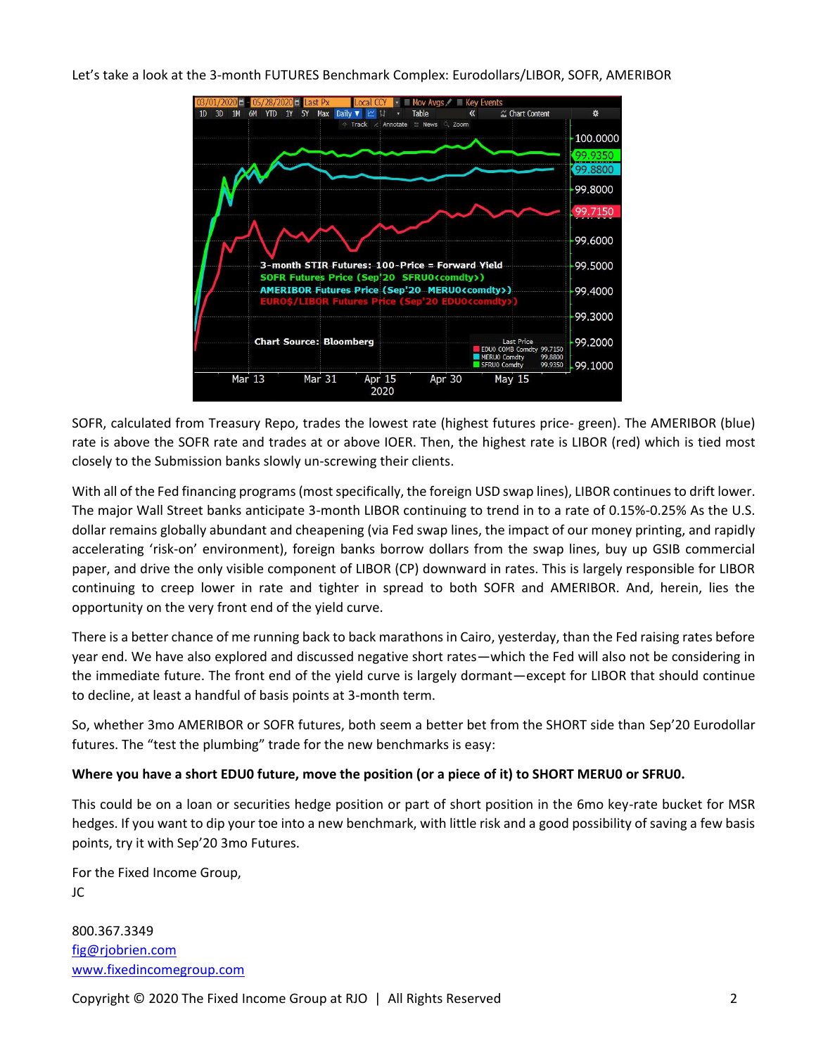Let's take a look at the 3-month FUTURES Benchmark Complex: Eurodollars/LIBOR, SOFR, AMERIBOR

SOFR, calculated from Treasury Repo, trades the lowest rate (highest futures price- green). The AMERIBOR (blue) rate is above the SOFR rate and trades at or above IOER. Then, the highest rate is LIBOR (red) which is tied most closely to the Submission banks slowly un-screwing their clients.

With all of the Fed financing programs (most specifically, the foreign USD swap lines), LIBOR continues to drift lower. The major Wall Street banks anticipate 3-month LIBOR continuing to trend in to a rate of 0.15%-0.25% As the U.S. dollar remains globally abundant and cheapening (via Fed swap lines, the impact of our money printing, and rapidly accelerating 'risk-on' environment), foreign banks borrow dollars from the swap lines, buy up GSIB commercial paper, and drive the only visible component of LIBOR (CP) downward in rates. This is largely responsible for LIBOR continuing to creep lower in rate and tighter in spread to both SOFR and AMERIBOR. And, herein, lies the opportunity on the very front end of the yield curve.

There is a better chance of me running back to back marathons in Cairo, yesterday, than the Fed raising rates before year end. We have also explored and discussed negative short rates—which the Fed will also not be considering in the immediate future. The front end of the yield curve is largely dormant—except for LIBOR that should continue to decline, at least a handful of basis points at 3-month term.

So, whether 3mo AMERIBOR or SOFR futures, both seem a better bet from the SHORT side than Sep'20 Eurodollar futures. The "test the plumbing" trade for the new benchmarks is easy:

**Where you have a short EDU0 future, move the position (or a piece of it) to SHORT MERU0 or SFRU0.**

This could be on a loan or securities hedge position or part of short position in the 6mo key-rate bucket for MSR hedges. If you want to dip your toe into a new benchmark, with little risk and a good possibility of saving a few basis points, try it with Sep'20 3mo Futures.

For the Fixed Income Group,
JC

800.367.3349
fig@rjobrien.com
www.fixedincomegroup.com

Copyright © 2020 The Fixed Income Group at RJO | All Rights Reserved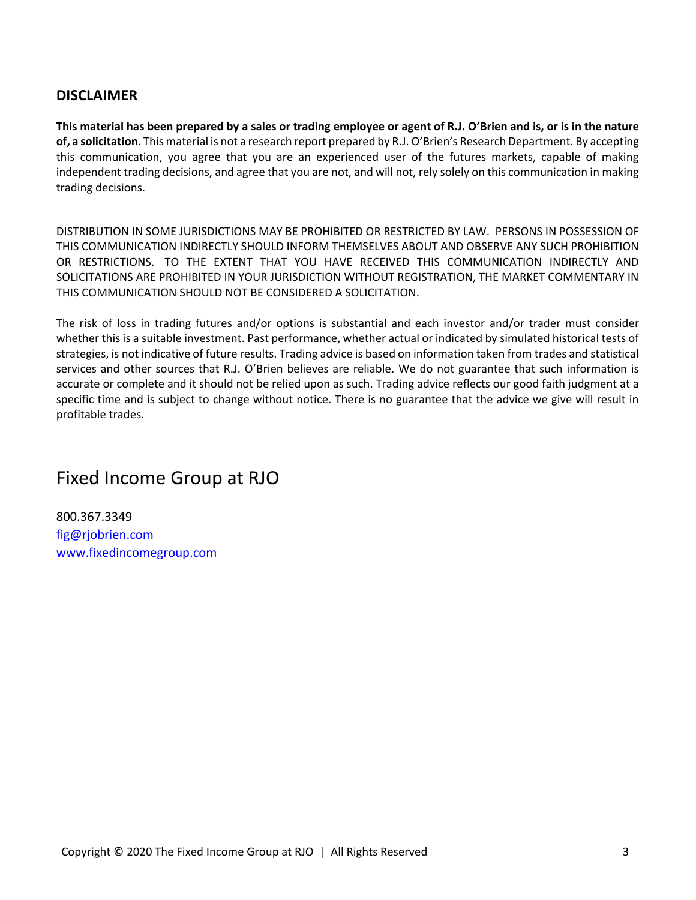## DISCLAIMER

**This material has been prepared by a sales or trading employee or agent of R.J. O'Brien and is, or is in the nature of, a solicitation**. This material is not a research report prepared by R.J. O'Brien's Research Department. By accepting this communication, you agree that you are an experienced user of the futures markets, capable of making independent trading decisions, and agree that you are not, and will not, rely solely on this communication in making trading decisions.

DISTRIBUTION IN SOME JURISDICTIONS MAY BE PROHIBITED OR RESTRICTED BY LAW. PERSONS IN POSSESSION OF THIS COMMUNICATION INDIRECTLY SHOULD INFORM THEMSELVES ABOUT AND OBSERVE ANY SUCH PROHIBITION OR RESTRICTIONS. TO THE EXTENT THAT YOU HAVE RECEIVED THIS COMMUNICATION INDIRECTLY AND SOLICITATIONS ARE PROHIBITED IN YOUR JURISDICTION WITHOUT REGISTRATION, THE MARKET COMMENTARY IN THIS COMMUNICATION SHOULD NOT BE CONSIDERED A SOLICITATION.

The risk of loss in trading futures and/or options is substantial and each investor and/or trader must consider whether this is a suitable investment. Past performance, whether actual or indicated by simulated historical tests of strategies, is not indicative of future results. Trading advice is based on information taken from trades and statistical services and other sources that R.J. O'Brien believes are reliable. We do not guarantee that such information is accurate or complete and it should not be relied upon as such. Trading advice reflects our good faith judgment at a specific time and is subject to change without notice. There is no guarantee that the advice we give will result in profitable trades.

# Fixed Income Group at RJO

800.367.3349
[fig@rjobrien.com](mailto:fig@rjobrien.com)
[www.fixedincomegroup.com](http://www.fixedincomegroup.com)

Copyright © 2020 The Fixed Income Group at RJO | All Rights Reserved